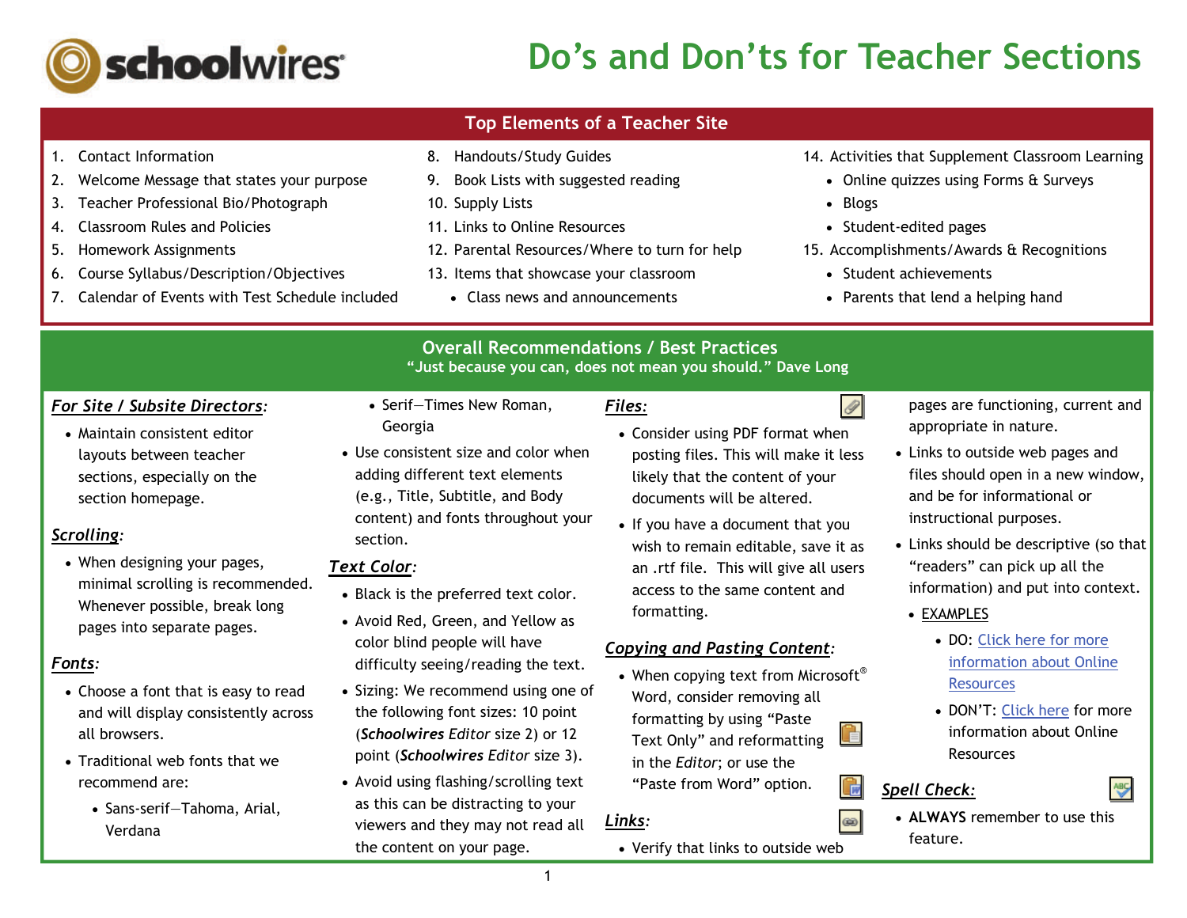# Do's and Don'ts for Teacher Sections

## Top Elements of a Teacher Site

1. Contact Information
2. Welcome Message that states your purpose
3. Teacher Professional Bio/Photograph
4. Classroom Rules and Policies
5. Homework Assignments
6. Course Syllabus/Description/Objectives
7. Calendar of Events with Test Schedule included
8. Handouts/Study Guides
9. Book Lists with suggested reading
10. Supply Lists
11. Links to Online Resources
12. Parental Resources/Where to turn for help
13. Items that showcase your classroom
    - Class news and announcements
14. Activities that Supplement Classroom Learning
    - Online quizzes using Forms & Surveys
    - Blogs
    - Student-edited pages
15. Accomplishments/Awards & Recognitions
    - Student achievements
    - Parents that lend a helping hand

## Overall Recommendations / Best Practices

**"Just because you can, does not mean you should." Dave Long**

***For Site / Subsite Directors:***

- Maintain consistent editor layouts between teacher sections, especially on the section homepage.

***Scrolling:***

- When designing your pages, minimal scrolling is recommended. Whenever possible, break long pages into separate pages.

***Fonts:***

- Choose a font that is easy to read and will display consistently across all browsers.
- Traditional web fonts that we recommend are:
  - Sans-serif—Tahoma, Arial, Verdana
  - Serif—Times New Roman, Georgia
- Use consistent size and color when adding different text elements (e.g., Title, Subtitle, and Body content) and fonts throughout your section.

***Text Color:***

- Black is the preferred text color.
- Avoid Red, Green, and Yellow as color blind people will have difficulty seeing/reading the text.
- Sizing: We recommend using one of the following font sizes: 10 point (***Schoolwires*** *Editor* size 2) or 12 point (***Schoolwires*** *Editor* size 3).
- Avoid using flashing/scrolling text as this can be distracting to your viewers and they may not read all the content on your page.

***Files:***

- Consider using PDF format when posting files. This will make it less likely that the content of your documents will be altered.
- If you have a document that you wish to remain editable, save it as an .rtf file. This will give all users access to the same content and formatting.

***Copying and Pasting Content:***

- When copying text from Microsoft® Word, consider removing all formatting by using "Paste Text Only" and reformatting in the *Editor*; or use the "Paste from Word" option.

***Links:***

- Verify that links to outside web pages are functioning, current and appropriate in nature.
- Links to outside web pages and files should open in a new window, and be for informational or instructional purposes.
- Links should be descriptive (so that "readers" can pick up all the information) and put into context.
- EXAMPLES
  - DO: Click here for more information about Online Resources
  - DON'T: Click here for more information about Online Resources

***Spell Check:***

- **ALWAYS** remember to use this feature.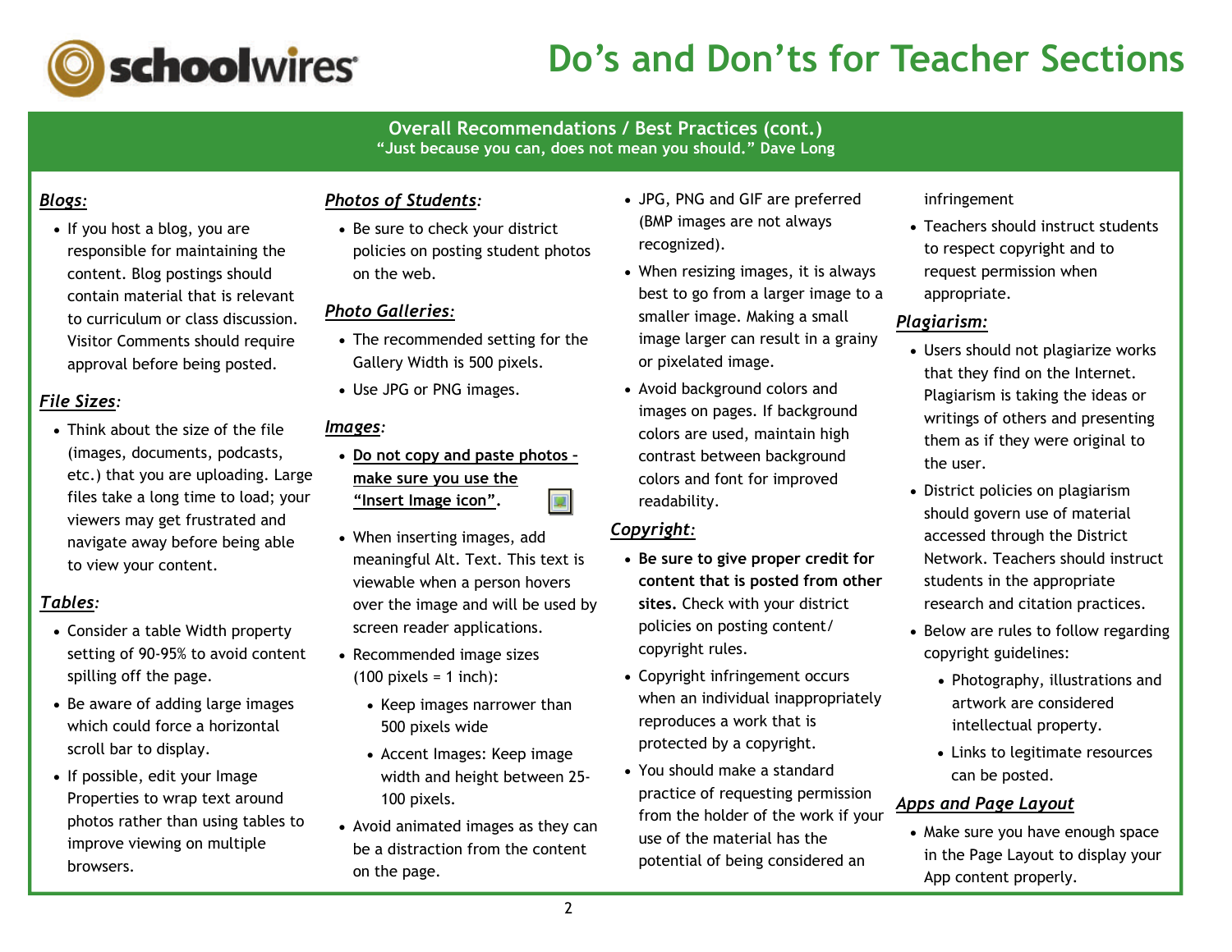# Do's and Don'ts for Teacher Sections

## Overall Recommendations / Best Practices (cont.)

"Just because you can, does not mean you should." Dave Long

***Blogs:***

- If you host a blog, you are responsible for maintaining the content. Blog postings should contain material that is relevant to curriculum or class discussion. Visitor Comments should require approval before being posted.

***File Sizes:***

- Think about the size of the file (images, documents, podcasts, etc.) that you are uploading. Large files take a long time to load; your viewers may get frustrated and navigate away before being able to view your content.

***Tables:***

- Consider a table Width property setting of 90-95% to avoid content spilling off the page.
- Be aware of adding large images which could force a horizontal scroll bar to display.
- If possible, edit your Image Properties to wrap text around photos rather than using tables to improve viewing on multiple browsers.

***Photos of Students:***

- Be sure to check your district policies on posting student photos on the web.

***Photo Galleries:***

- The recommended setting for the Gallery Width is 500 pixels.
- Use JPG or PNG images.

***Images:***

- **Do not copy and paste photos – make sure you use the "Insert Image icon".**
- When inserting images, add meaningful Alt. Text. This text is viewable when a person hovers over the image and will be used by screen reader applications.
- Recommended image sizes (100 pixels = 1 inch):
  - Keep images narrower than 500 pixels wide
  - Accent Images: Keep image width and height between 25-100 pixels.
- Avoid animated images as they can be a distraction from the content on the page.
- JPG, PNG and GIF are preferred (BMP images are not always recognized).
- When resizing images, it is always best to go from a larger image to a smaller image. Making a small image larger can result in a grainy or pixelated image.
- Avoid background colors and images on pages. If background colors are used, maintain high contrast between background colors and font for improved readability.

***Copyright:***

- **Be sure to give proper credit for content that is posted from other sites.** Check with your district policies on posting content/ copyright rules.
- Copyright infringement occurs when an individual inappropriately reproduces a work that is protected by a copyright.
- You should make a standard practice of requesting permission from the holder of the work if your use of the material has the potential of being considered an infringement
- Teachers should instruct students to respect copyright and to request permission when appropriate.

***Plagiarism:***

- Users should not plagiarize works that they find on the Internet. Plagiarism is taking the ideas or writings of others and presenting them as if they were original to the user.
- District policies on plagiarism should govern use of material accessed through the District Network. Teachers should instruct students in the appropriate research and citation practices.
- Below are rules to follow regarding copyright guidelines:
  - Photography, illustrations and artwork are considered intellectual property.
  - Links to legitimate resources can be posted.

***Apps and Page Layout***

- Make sure you have enough space in the Page Layout to display your App content properly.